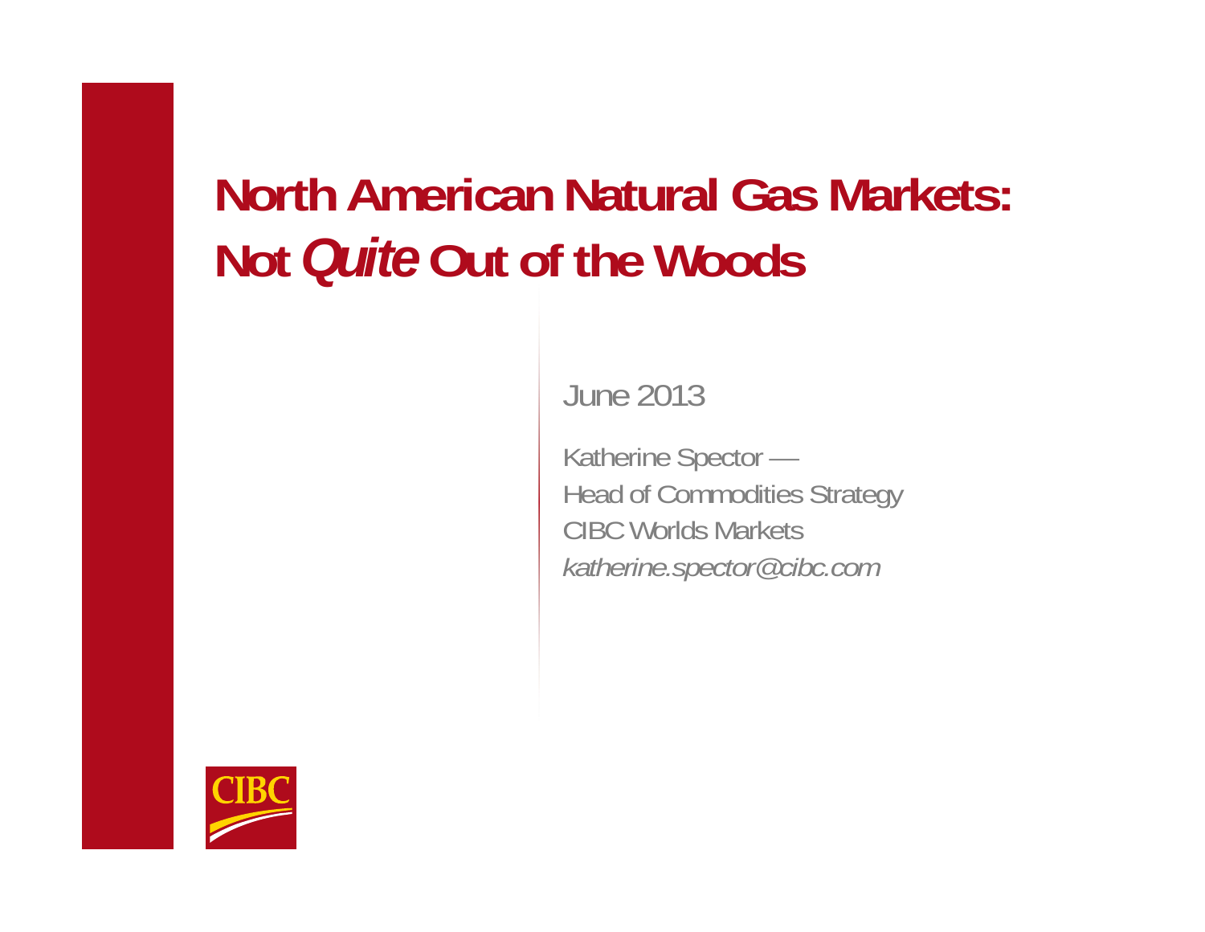# North American Natural Gas Markets: Not *Quite* Out of the Woods

June 2013

Katherine Spector —
Head of Commodities Strategy
CIBC Worlds Markets
*katherine.spector@cibc.com*

CIBC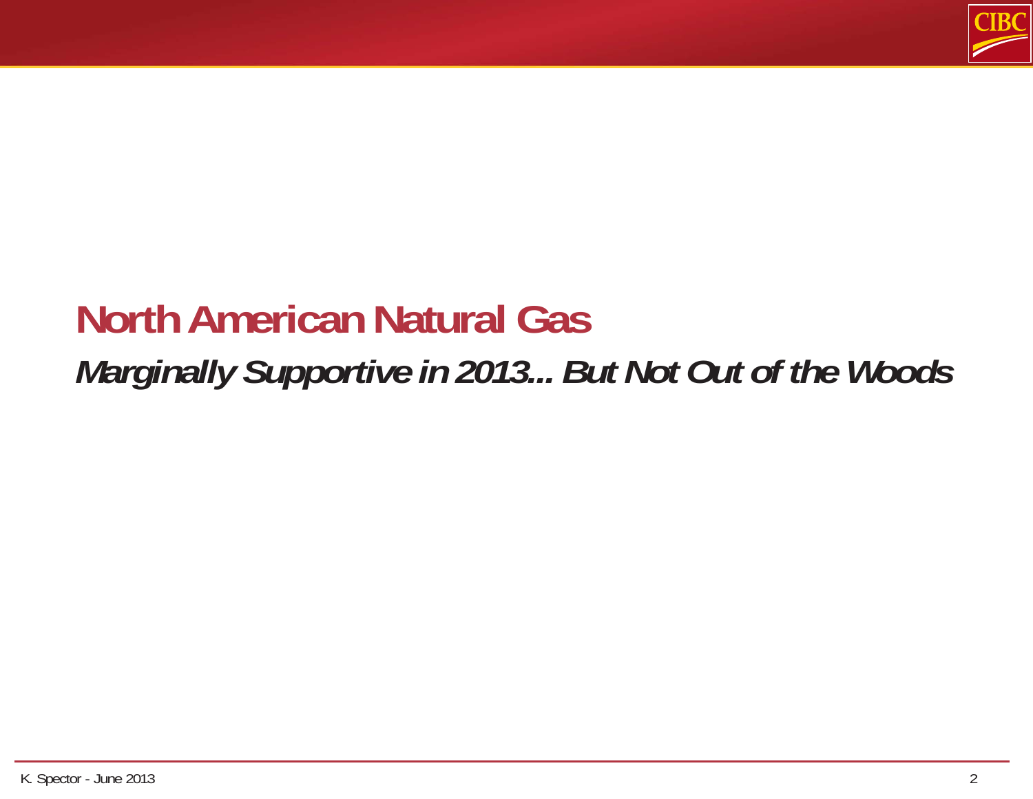# North American Natural Gas

***Marginally Supportive in 2013... But Not Out of the Woods***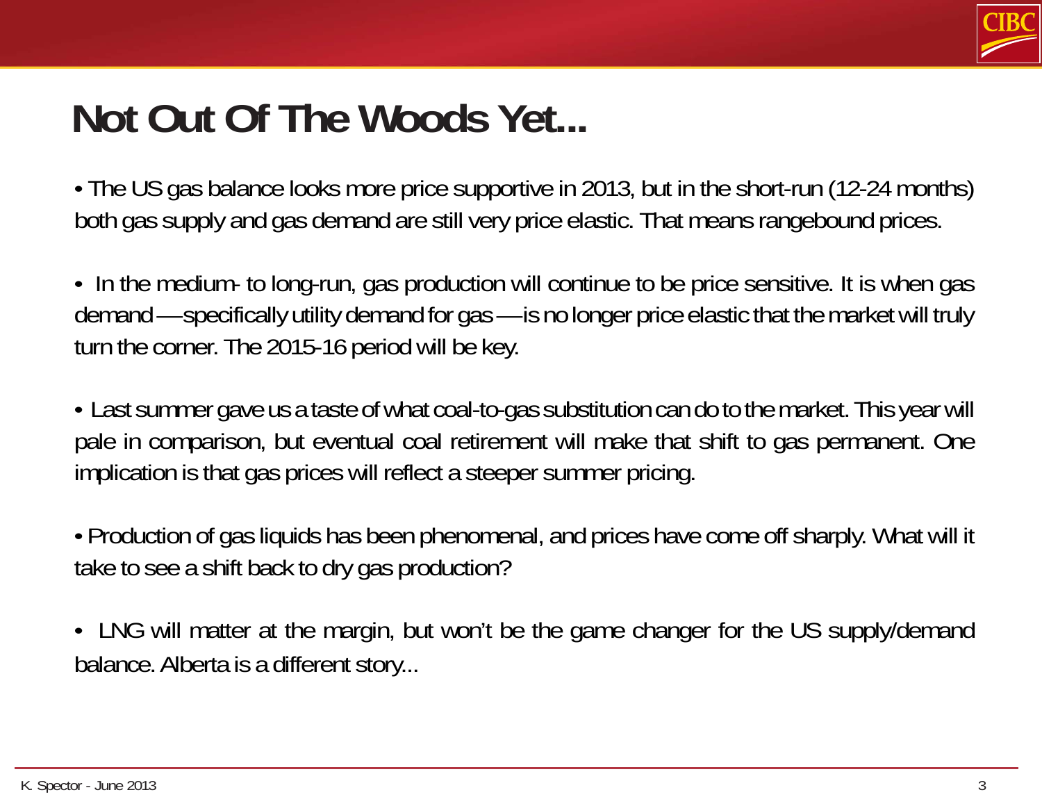# Not Out Of The Woods Yet...

- The US gas balance looks more price supportive in 2013, but in the short-run (12-24 months) both gas supply and gas demand are still very price elastic. That means rangebound prices.

- In the medium- to long-run, gas production will continue to be price sensitive. It is when gas demand — specifically utility demand for gas — is no longer price elastic that the market will truly turn the corner. The 2015-16 period will be key.

- Last summer gave us a taste of what coal-to-gas substitution can do to the market. This year will pale in comparison, but eventual coal retirement will make that shift to gas permanent. One implication is that gas prices will reflect a steeper summer pricing.

- Production of gas liquids has been phenomenal, and prices have come off sharply. What will it take to see a shift back to dry gas production?

- LNG will matter at the margin, but won't be the game changer for the US supply/demand balance. Alberta is a different story...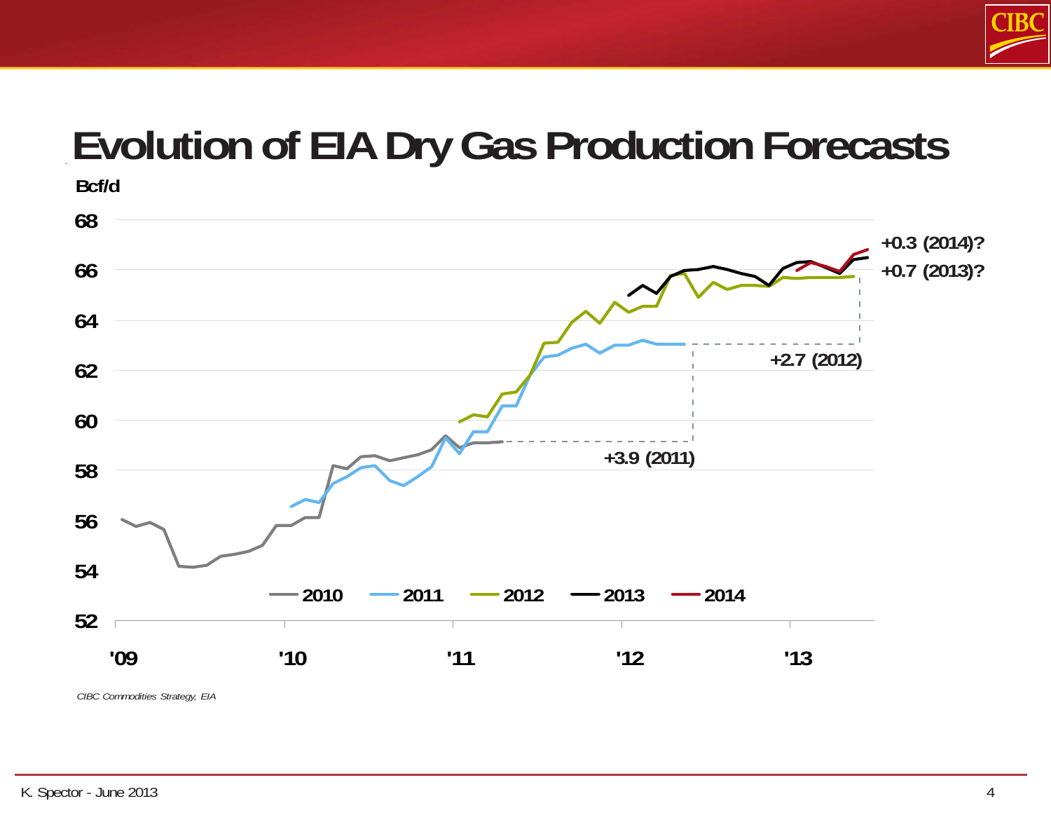# Evolution of EIA Dry Gas Production Forecasts

Bcf/d

68
66
64
62
60
58
56
54
52

'09 '10 '11 '12 '13

2010 2011 2012 2013 2014

+0.3 (2014)?

+0.7 (2013)?

+2.7 (2012)

+3.9 (2011)

*CIBC Commodities Strategy, EIA*

K. Spector - June 2013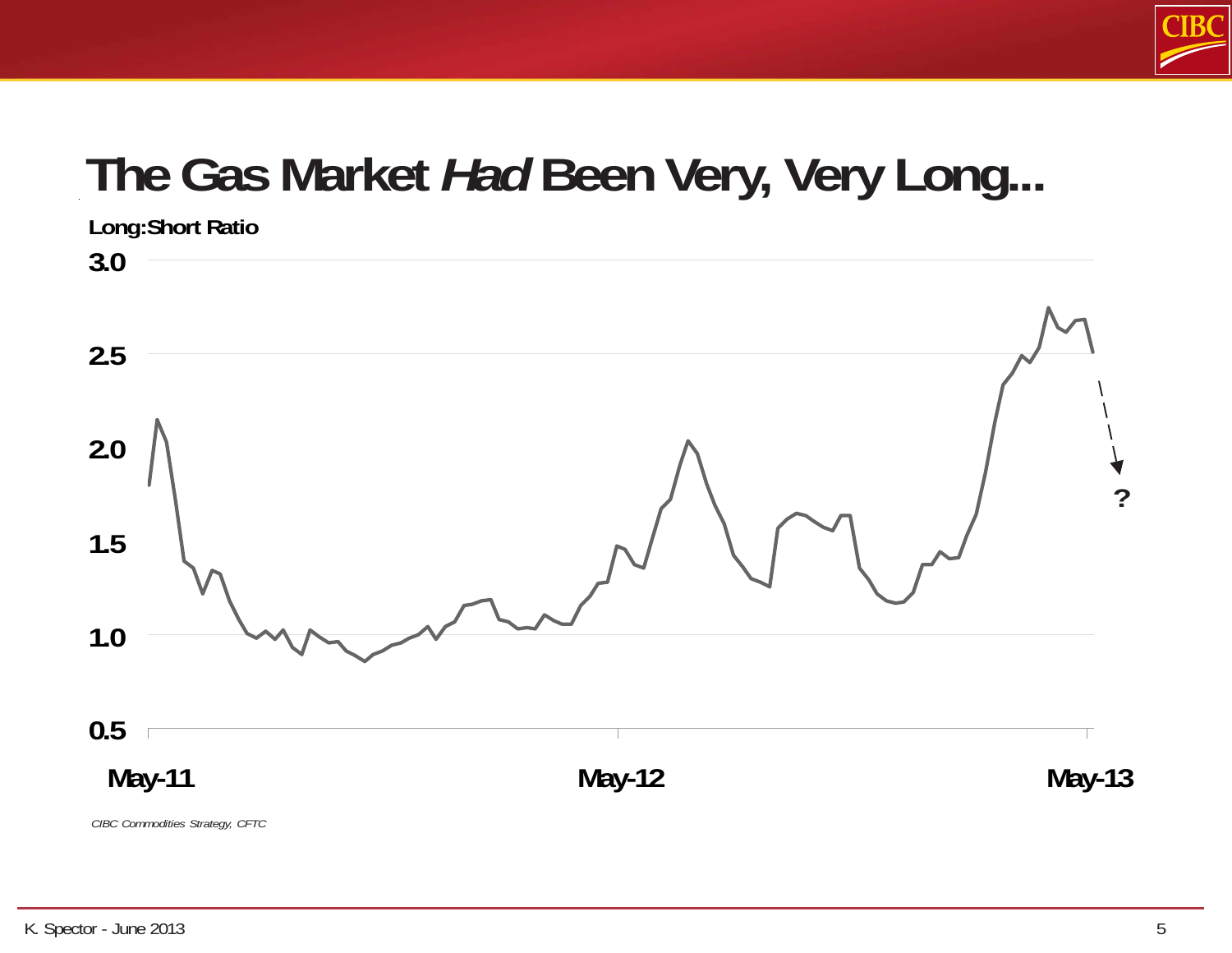# The Gas Market *Had* Been Very, Very Long...

Long:Short Ratio

3.0

2.5

2.0

1.5

1.0

0.5

May-11 May-12 May-13

?

*CIBC Commodities Strategy, CFTC*

K. Spector - June 2013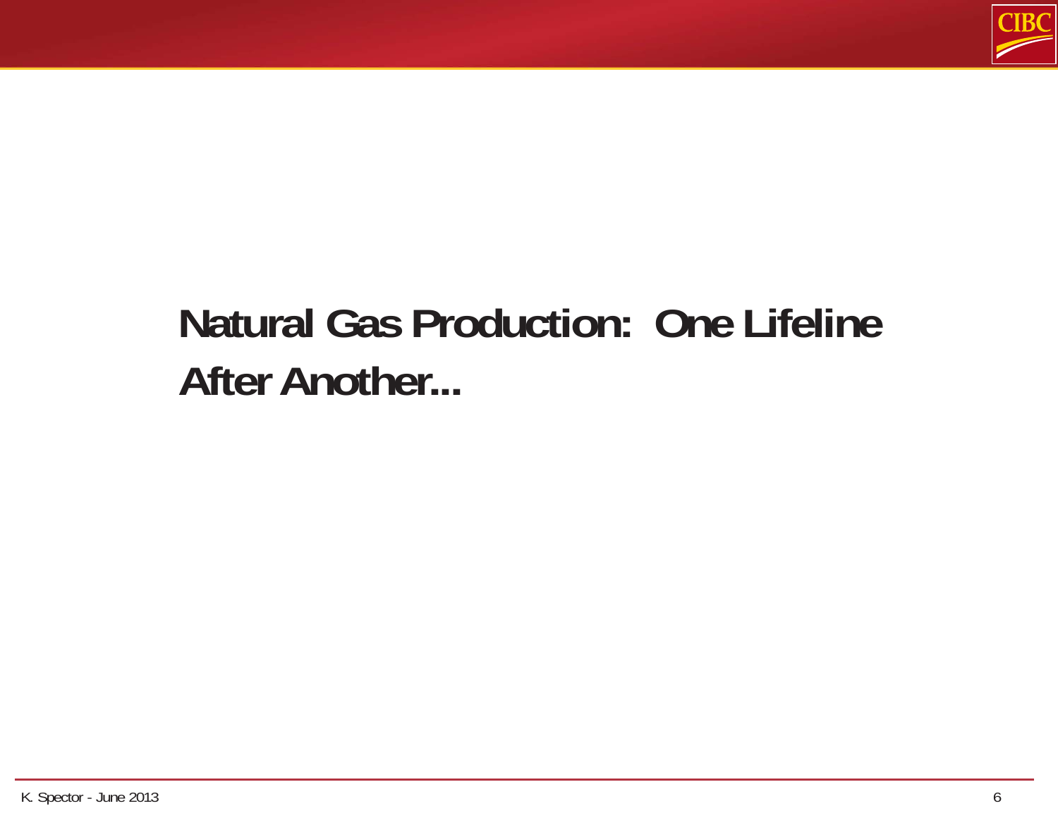# Natural Gas Production: One Lifeline After Another...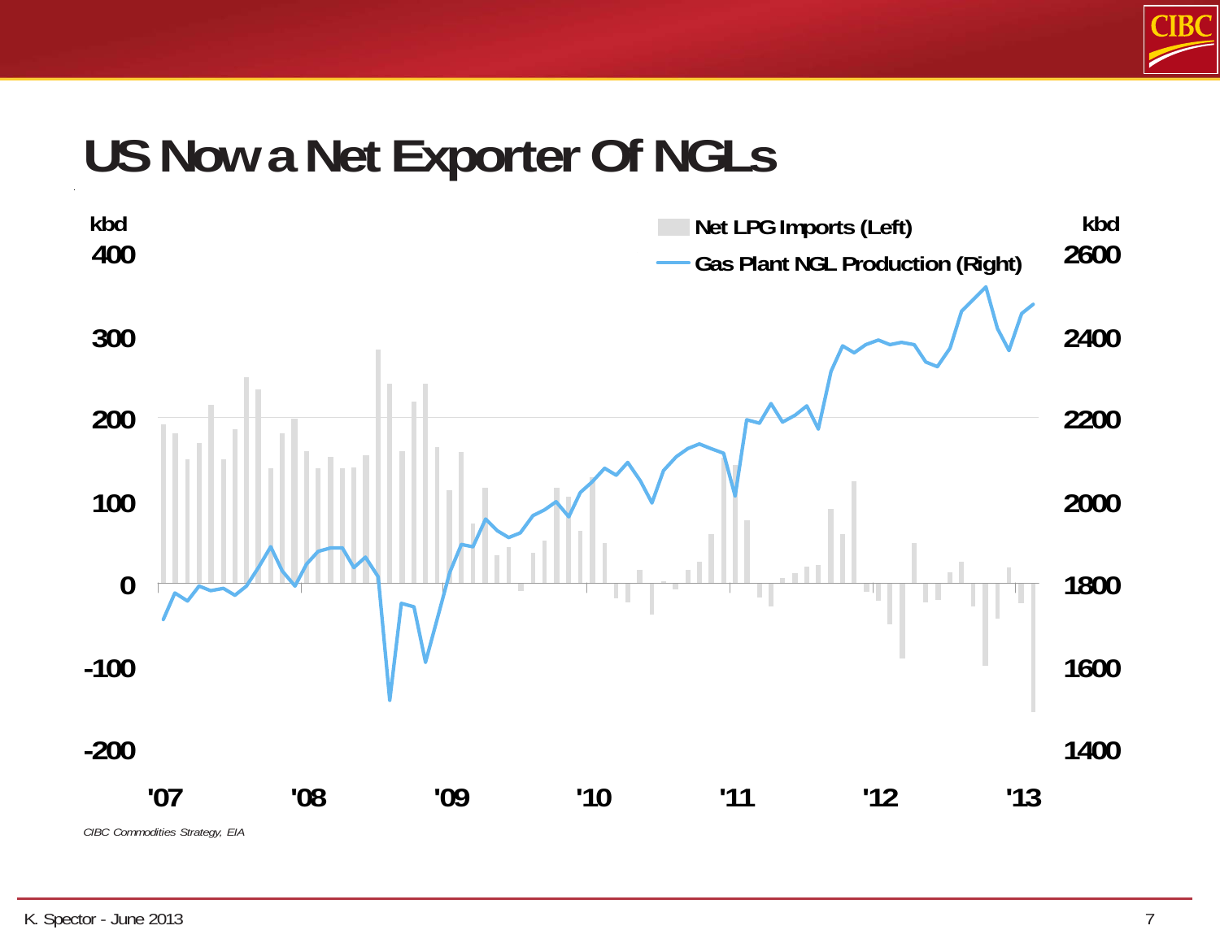# US Now a Net Exporter Of NGLs

kbd | Net LPG Imports (Left) | Gas Plant NGL Production (Right) | kbd

CIBC Commodities Strategy, EIA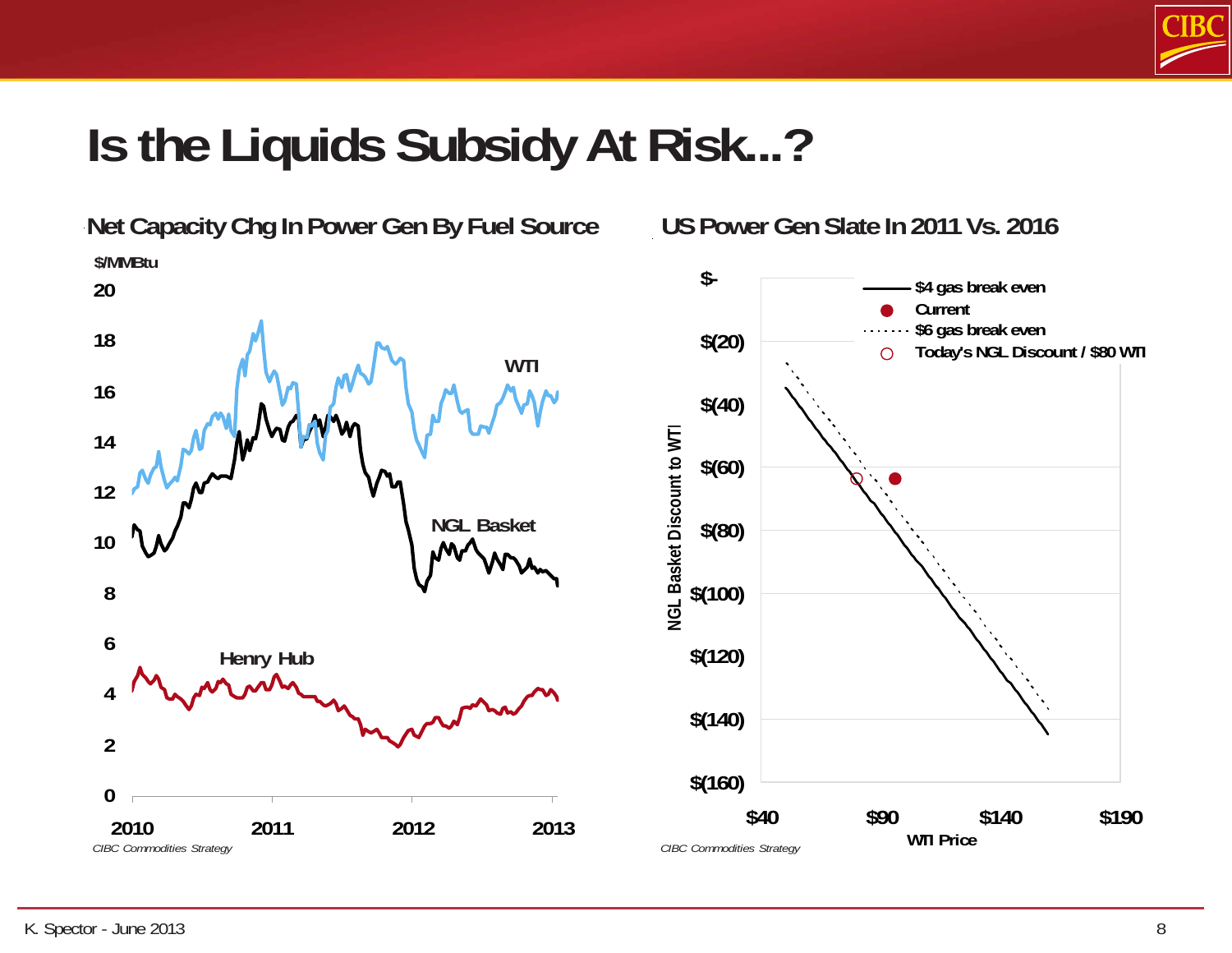# Is the Liquids Subsidy At Risk...?

## Net Capacity Chg In Power Gen By Fuel Source

$/MMBtu

20
18
16
14
12
10
8
6
4
2
0

WTI

NGL Basket

Henry Hub

2010 2011 2012 2013

*CIBC Commodities Strategy*

## US Power Gen Slate In 2011 Vs. 2016

$4 gas break even
Current
$6 gas break even
Today's NGL Discount / $80 WTI

NGL Basket Discount to WTI

$-
$(20)
$(40)
$(60)
$(80)
$(100)
$(120)
$(140)
$(160)

$40 $90 $140 $190

WTI Price

*CIBC Commodities Strategy*

K. Spector - June 2013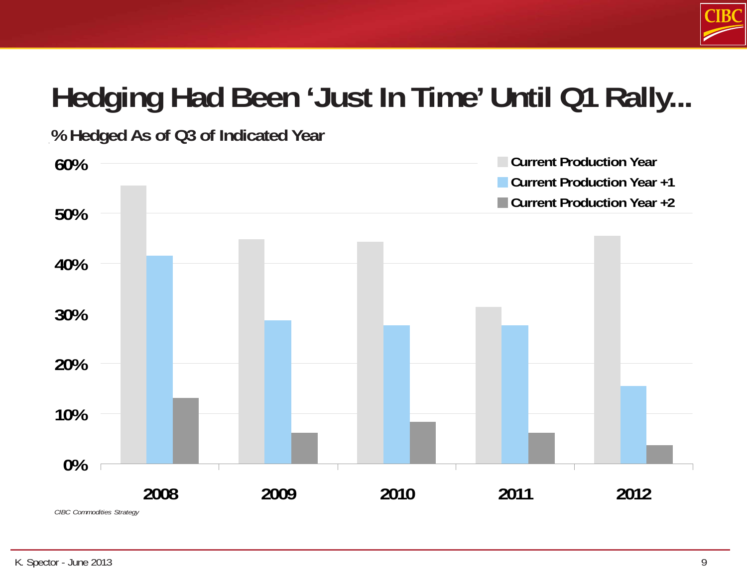# Hedging Had Been 'Just In Time' Until Q1 Rally...

**% Hedged As of Q3 of Indicated Year**

- Current Production Year
- Current Production Year +1
- Current Production Year +2

60%
50%
40%
30%
20%
10%
0%

2008 2009 2010 2011 2012

*CIBC Commodities Strategy*

K. Spector - June 2013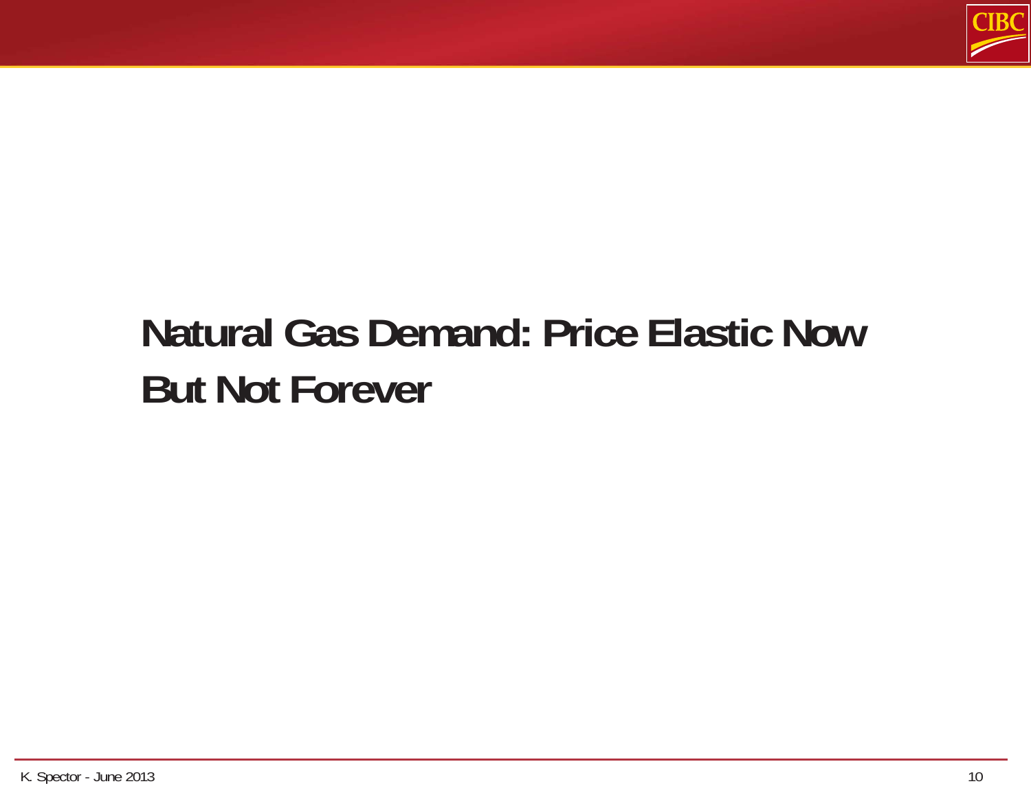# Natural Gas Demand: Price Elastic Now But Not Forever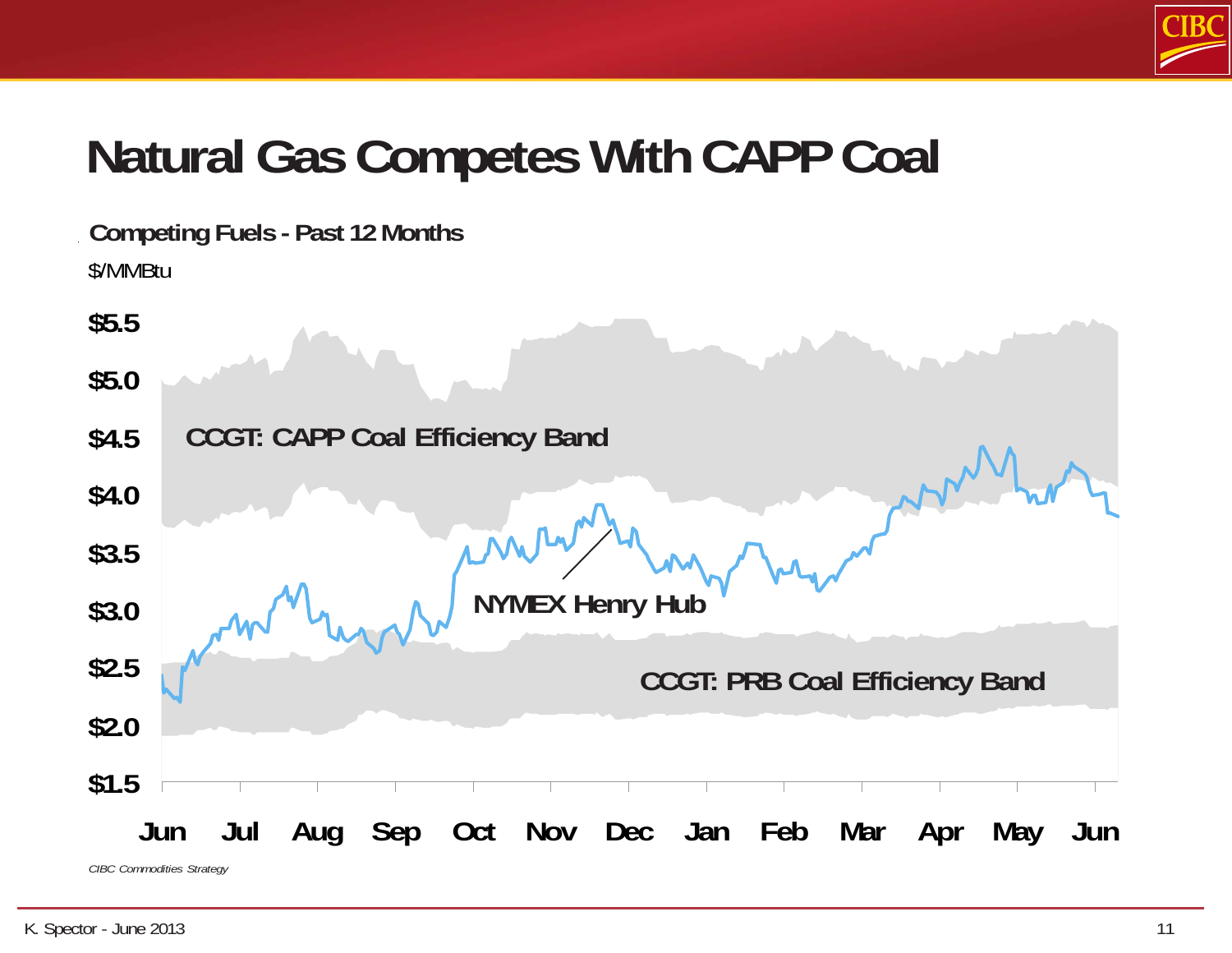# Natural Gas Competes With CAPP Coal

**Competing Fuels - Past 12 Months**

$/MMBtu

$5.5
$5.0
$4.5
$4.0
$3.5
$3.0
$2.5
$2.0
$1.5

CCGT: CAPP Coal Efficiency Band

NYMEX Henry Hub

CCGT: PRB Coal Efficiency Band

Jun Jul Aug Sep Oct Nov Dec Jan Feb Mar Apr May Jun

*CIBC Commodities Strategy*

K. Spector - June 2013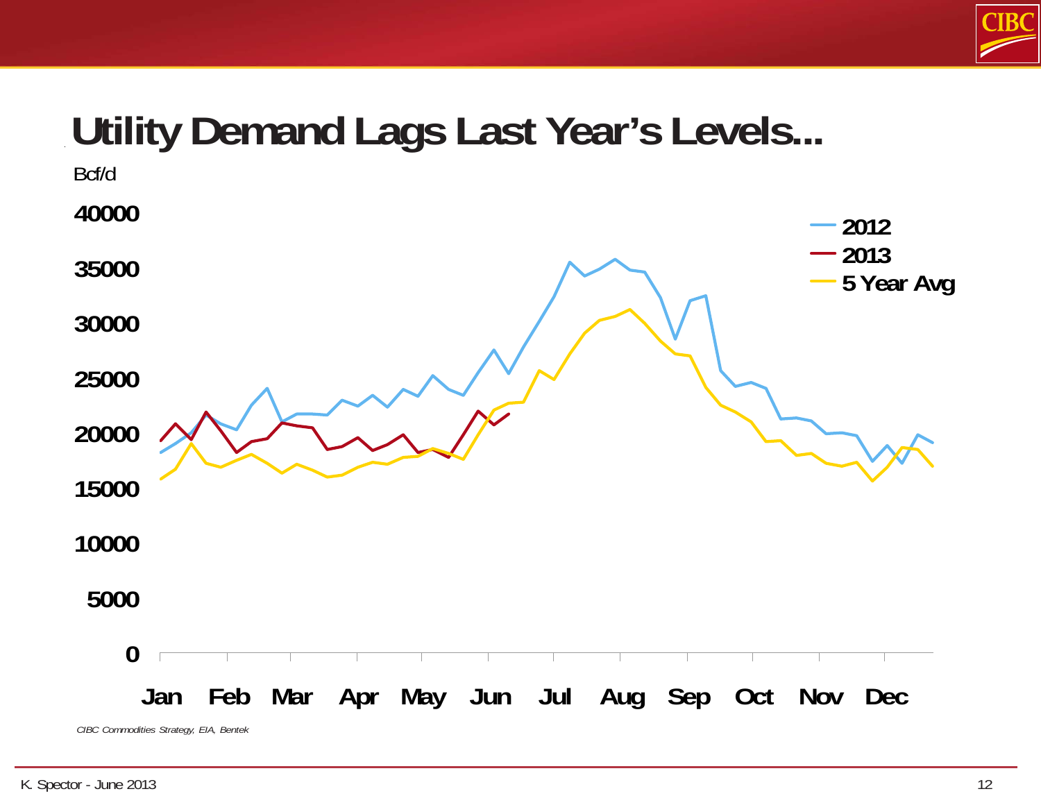# Utility Demand Lags Last Year's Levels...

Bcf/d

40000
35000
30000
25000
20000
15000
10000
5000
0

Jan Feb Mar Apr May Jun Jul Aug Sep Oct Nov Dec

2012
2013
5 Year Avg

*CIBC Commodities Strategy, EIA, Bentek*

K. Spector - June 2013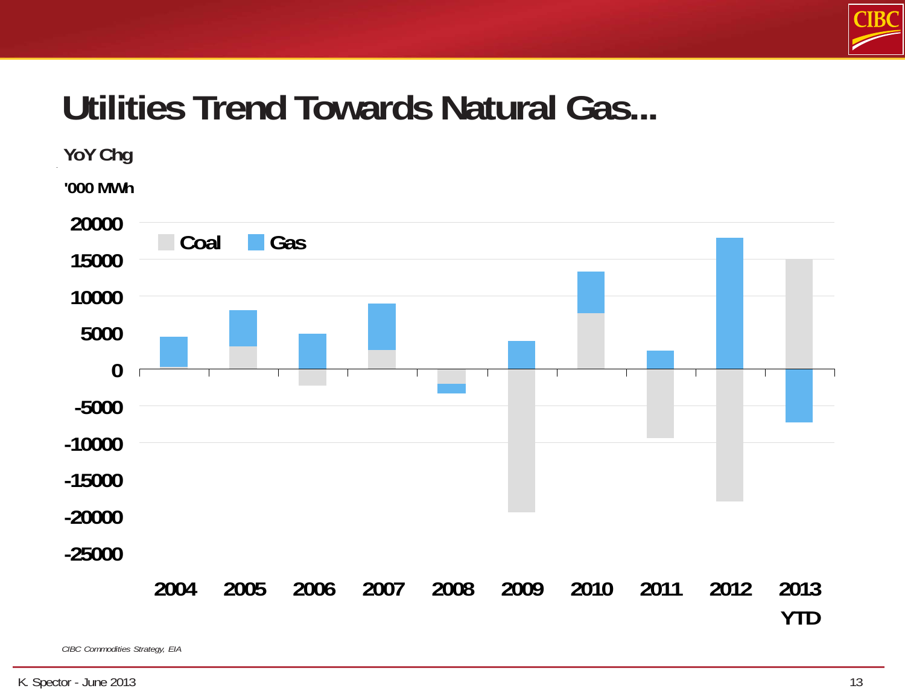# Utilities Trend Towards Natural Gas...

YoY Chg

'000 MWh

| | Coal | Gas |
|---|---|---|
| 2004 | | |
| 2005 | | |
| 2006 | | |
| 2007 | | |
| 2008 | | |
| 2009 | | |
| 2010 | | |
| 2011 | | |
| 2012 | | |
| 2013 YTD | | |

Y-axis: 20000, 15000, 10000, 5000, 0, -5000, -10000, -15000, -20000, -25000

*CIBC Commodities Strategy, EIA*

K. Spector - June 2013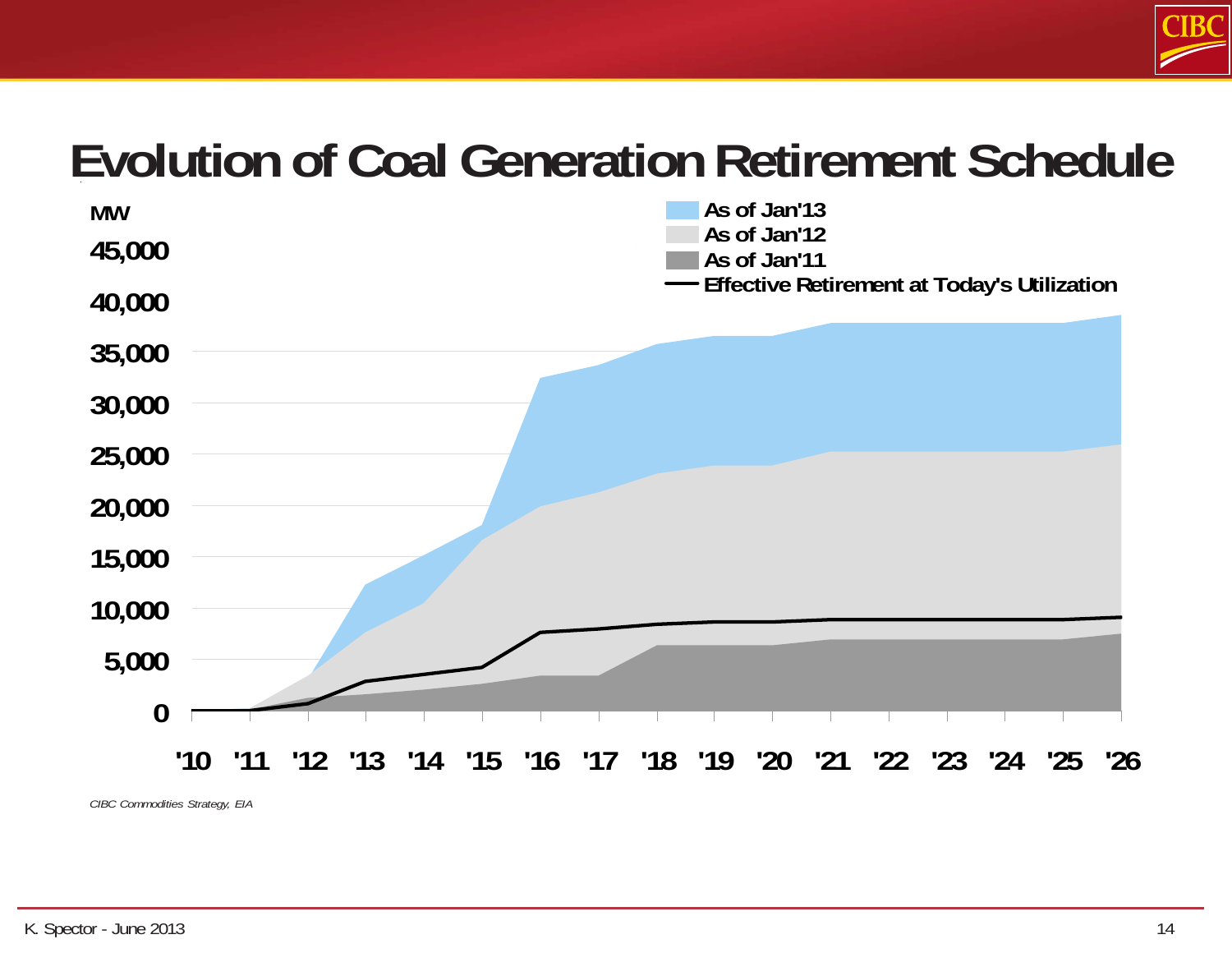# Evolution of Coal Generation Retirement Schedule

MW

- As of Jan'13
- As of Jan'12
- As of Jan'11
- Effective Retirement at Today's Utilization

45,000
40,000
35,000
30,000
25,000
20,000
15,000
10,000
5,000
0

'10 '11 '12 '13 '14 '15 '16 '17 '18 '19 '20 '21 '22 '23 '24 '25 '26

*CIBC Commodities Strategy, EIA*

K. Spector - June 2013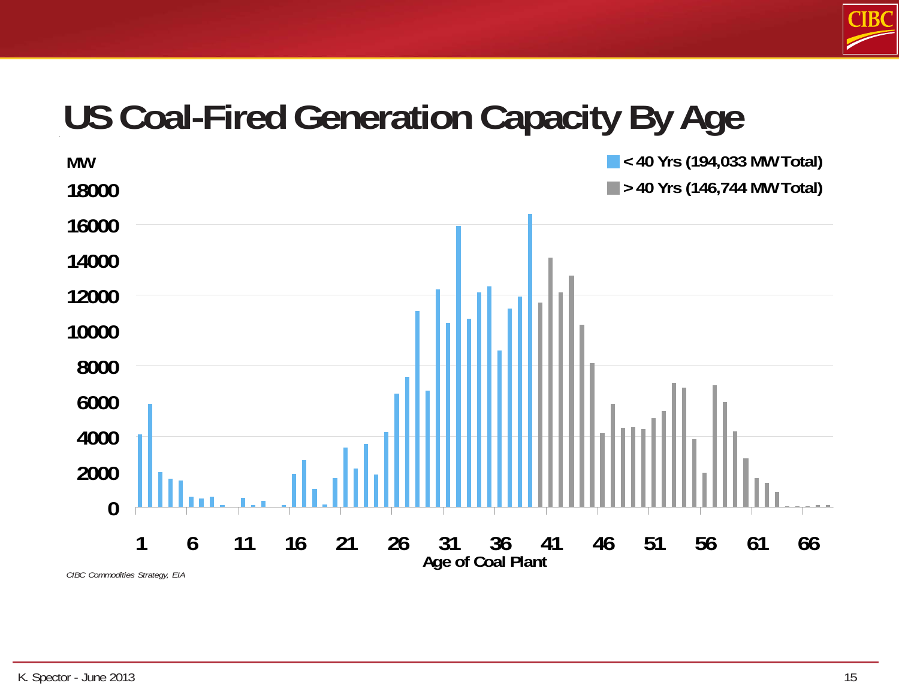# US Coal-Fired Generation Capacity By Age

MW

■ < 40 Yrs (194,033 MW Total)
■ > 40 Yrs (146,744 MW Total)

Age of Coal Plant

*CIBC Commodities Strategy, EIA*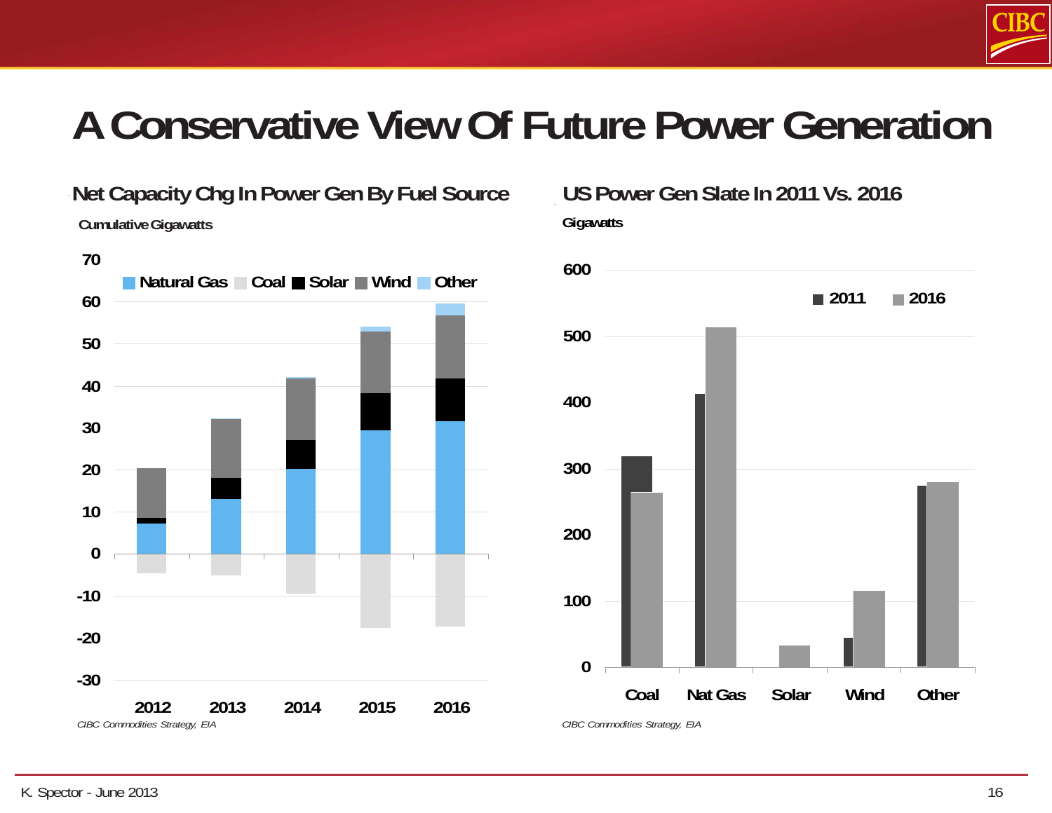# A Conservative View Of Future Power Generation

## Net Capacity Chg In Power Gen By Fuel Source

Cumulative Gigawatts

Natural Gas | Coal | Solar | Wind | Other

70, 60, 50, 40, 30, 20, 10, 0, -10, -20, -30

2012, 2013, 2014, 2015, 2016

*CIBC Commodities Strategy, EIA*

## US Power Gen Slate In 2011 Vs. 2016

Gigawatts

2011 | 2016

600, 500, 400, 300, 200, 100, 0

Coal, Nat Gas, Solar, Wind, Other

*CIBC Commodities Strategy, EIA*

K. Spector - June 2013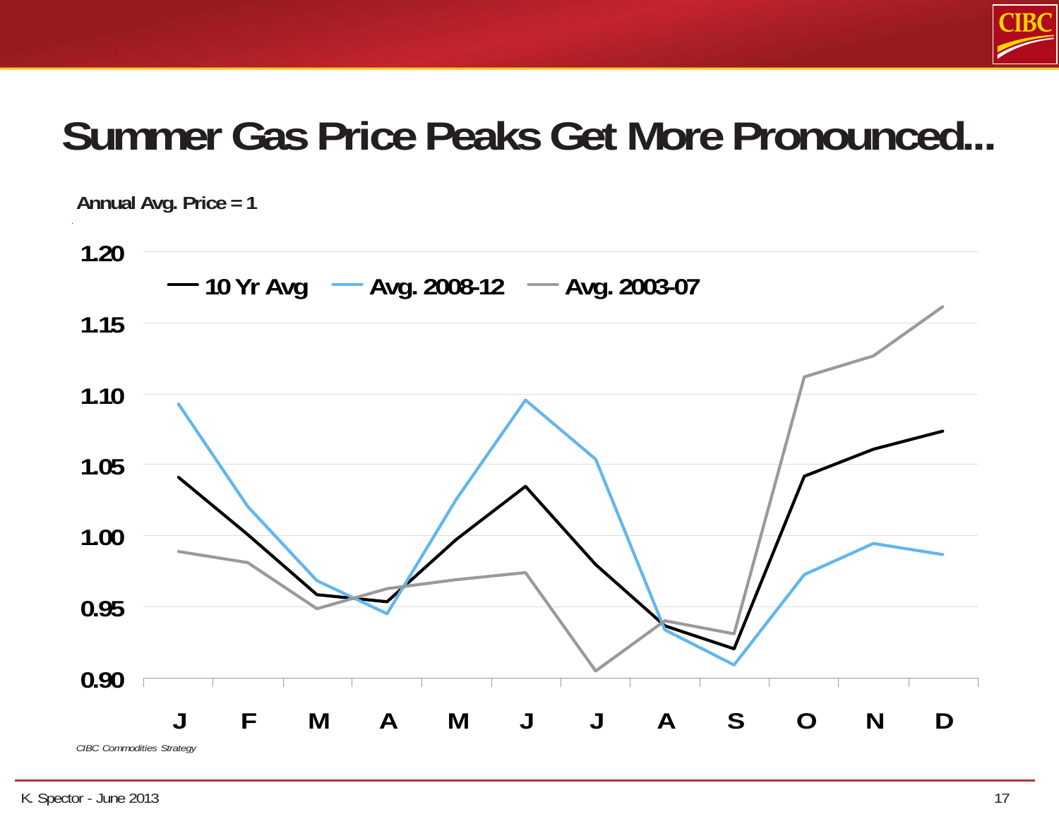# Summer Gas Price Peaks Get More Pronounced...

Annual Avg. Price = 1

1.20

1.15

1.10

1.05

1.00

0.95

0.90

— 10 Yr Avg — Avg. 2008-12 — Avg. 2003-07

J F M A M J J A S O N D

*CIBC Commodities Strategy*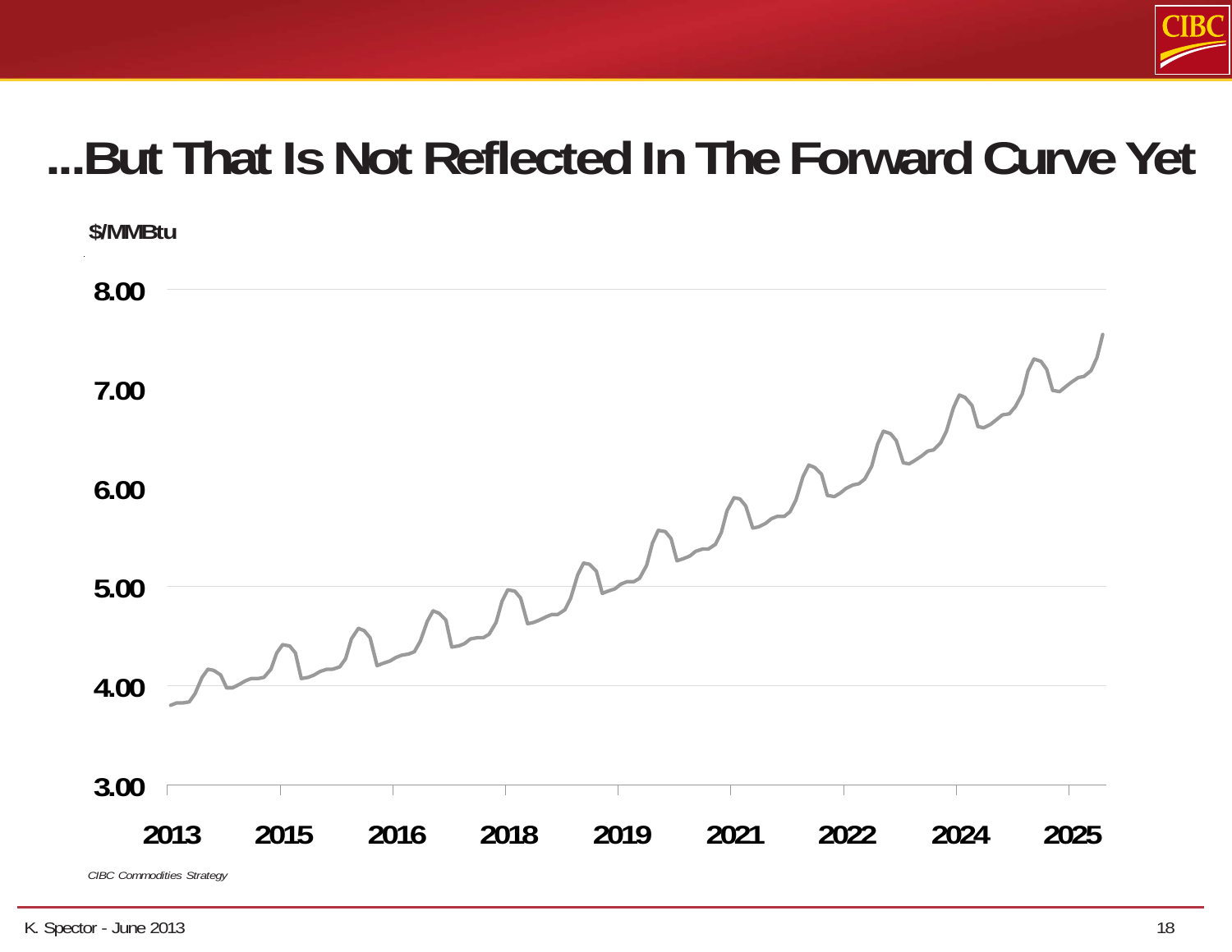# ...But That Is Not Reflected In The Forward Curve Yet

$/MMBtu

8.00
7.00
6.00
5.00
4.00
3.00

2013 2015 2016 2018 2019 2021 2022 2024 2025

*CIBC Commodities Strategy*

K. Spector - June 2013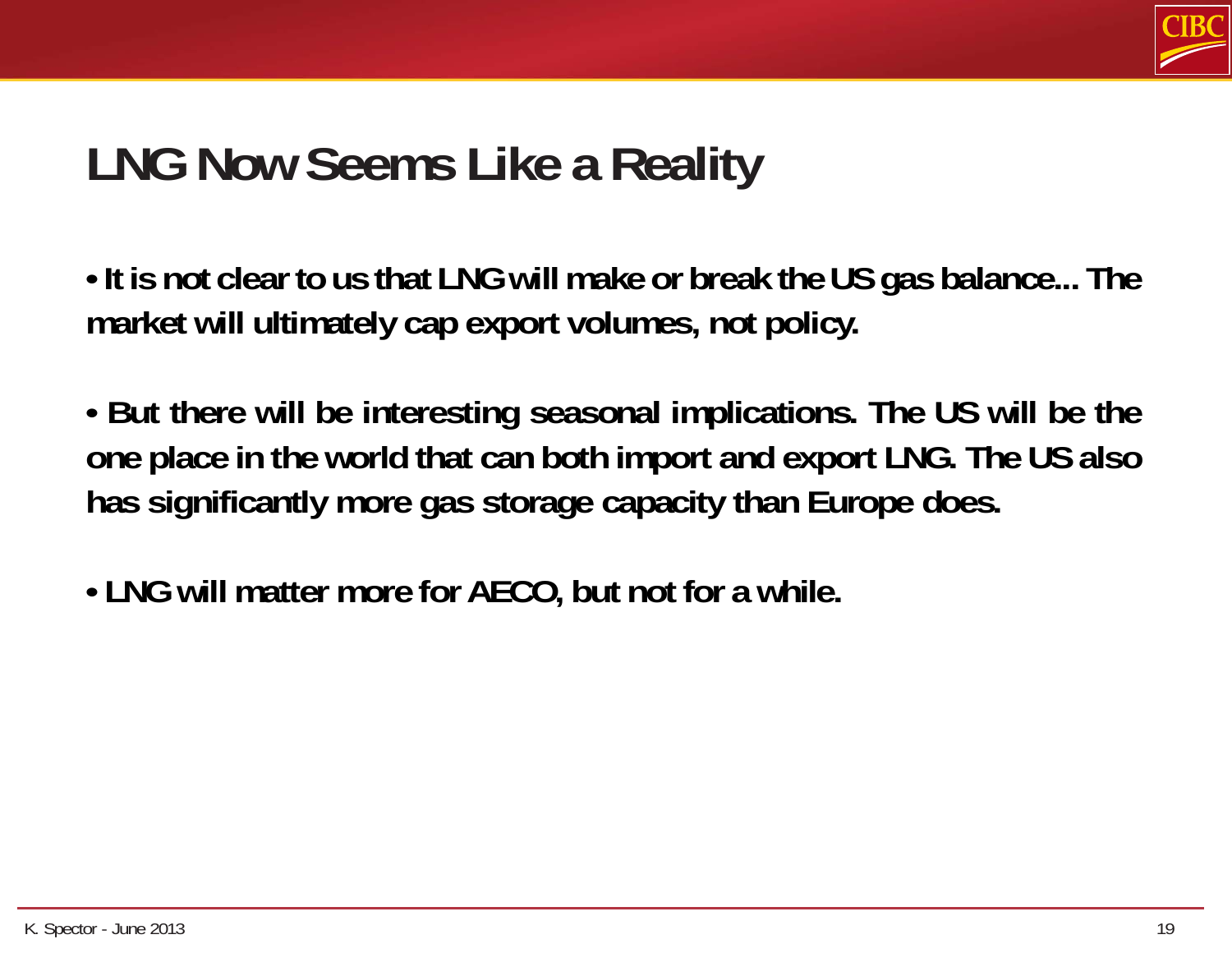# LNG Now Seems Like a Reality

- **It is not clear to us that LNG will make or break the US gas balance... The market will ultimately cap export volumes, not policy.**

- **But there will be interesting seasonal implications. The US will be the one place in the world that can both import and export LNG. The US also has significantly more gas storage capacity than Europe does.**

- **LNG will matter more for AECO, but not for a while.**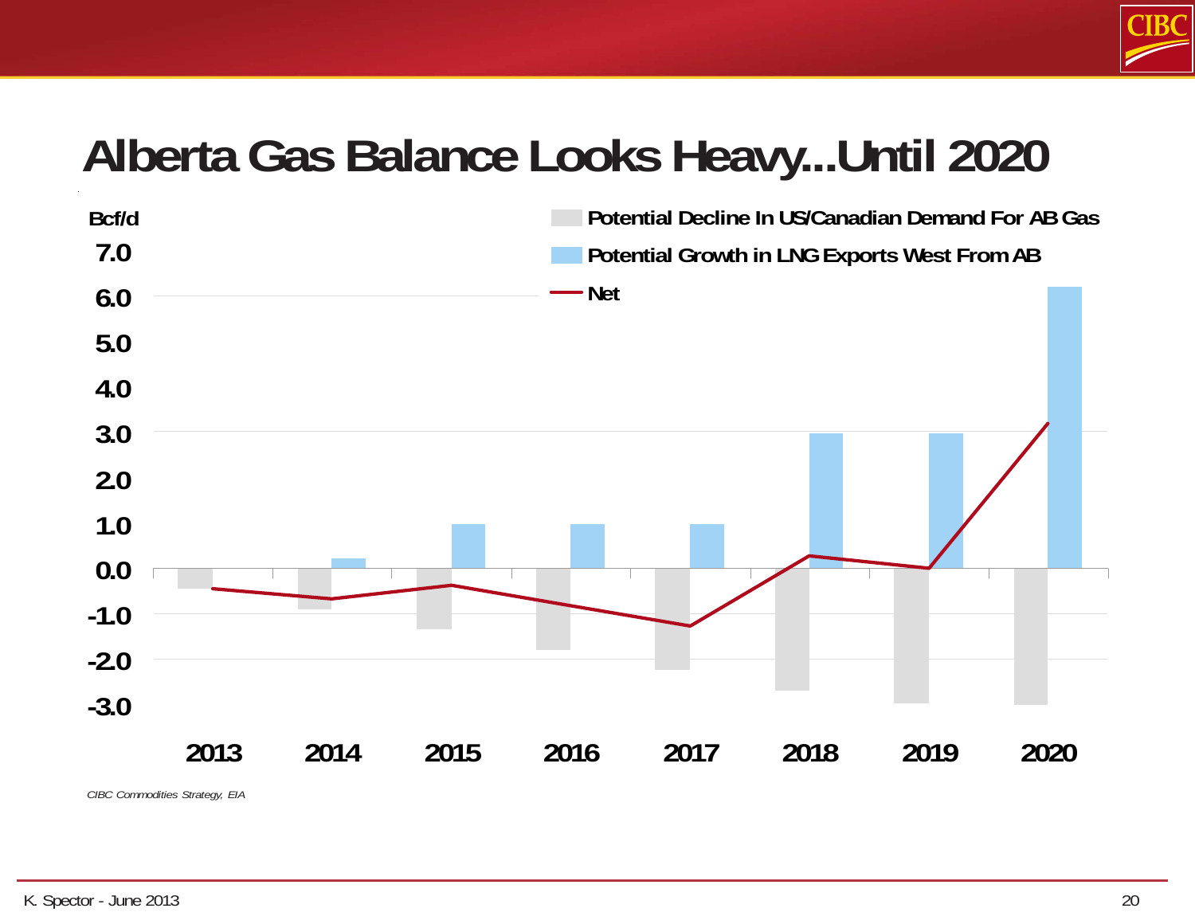# Alberta Gas Balance Looks Heavy...Until 2020

Bcf/d

- Potential Decline In US/Canadian Demand For AB Gas
- Potential Growth in LNG Exports West From AB
- Net

7.0
6.0
5.0
4.0
3.0
2.0
1.0
0.0
-1.0
-2.0
-3.0

2013 2014 2015 2016 2017 2018 2019 2020

*CIBC Commodities Strategy, EIA*

K. Spector - June 2013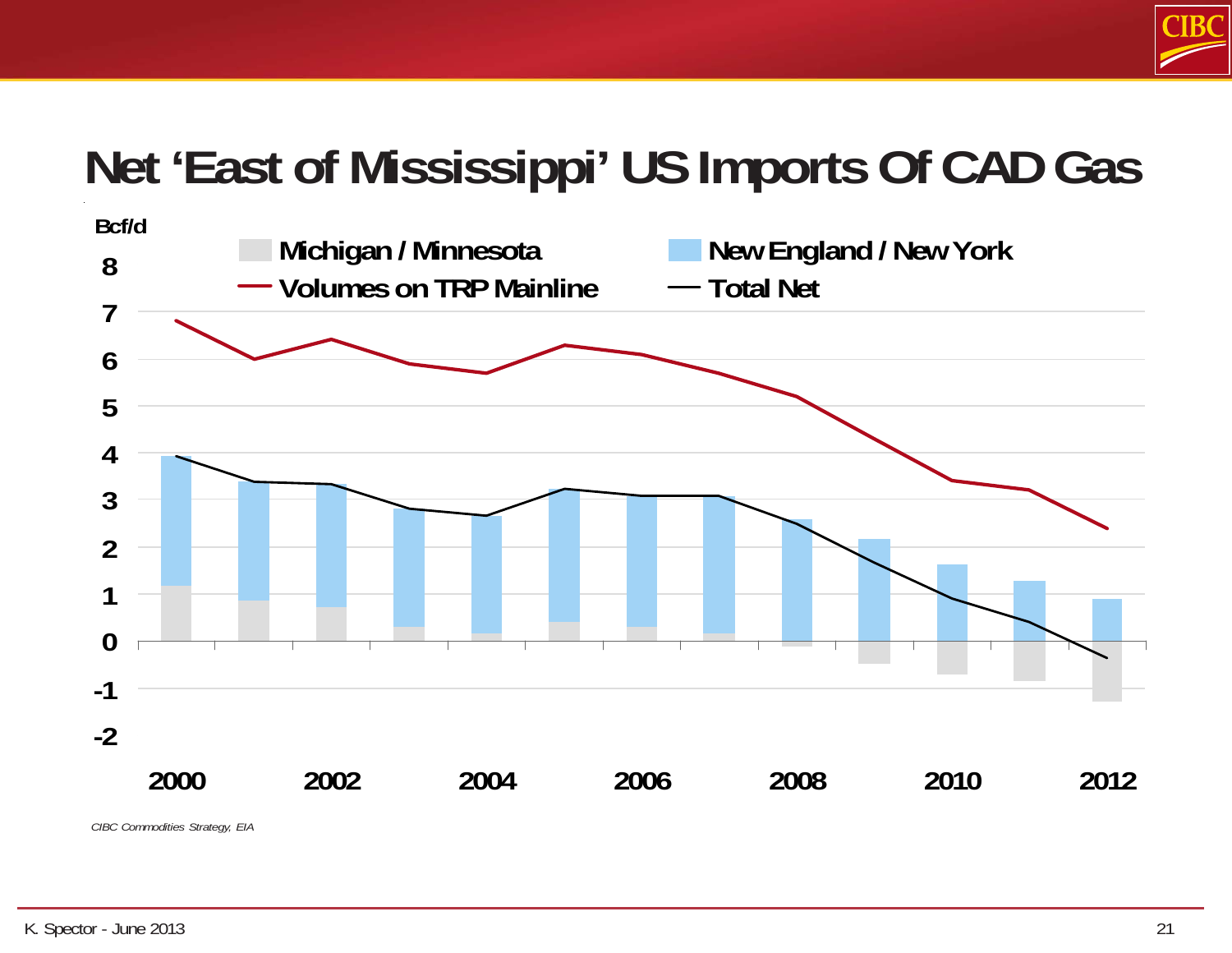# Net 'East of Mississippi' US Imports Of CAD Gas

Bcf/d

Michigan / Minnesota | New England / New York | Volumes on TRP Mainline | Total Net

CIBC Commodities Strategy, EIA

K. Spector - June 2013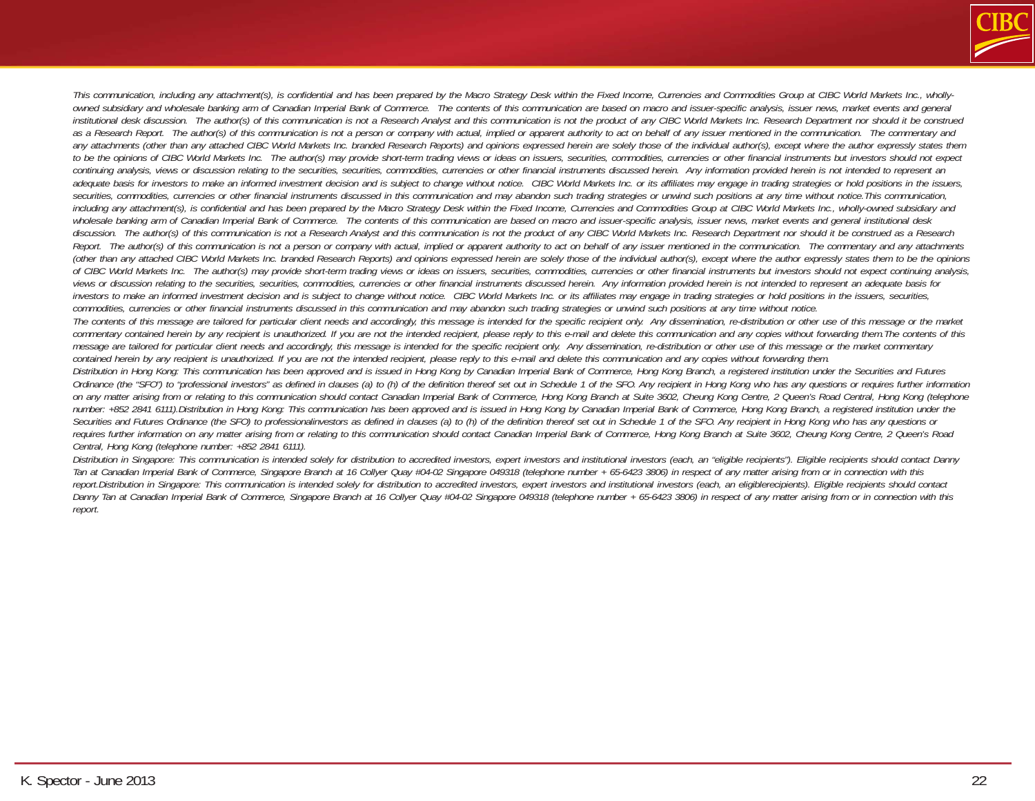*This communication, including any attachment(s), is confidential and has been prepared by the Macro Strategy Desk within the Fixed Income, Currencies and Commodities Group at CIBC World Markets Inc., wholly-owned subsidiary and wholesale banking arm of Canadian Imperial Bank of Commerce. The contents of this communication are based on macro and issuer-specific analysis, issuer news, market events and general institutional desk discussion. The author(s) of this communication is not a Research Analyst and this communication is not the product of any CIBC World Markets Inc. Research Department nor should it be construed as a Research Report. The author(s) of this communication is not a person or company with actual, implied or apparent authority to act on behalf of any issuer mentioned in the communication. The commentary and any attachments (other than any attached CIBC World Markets Inc. branded Research Reports) and opinions expressed herein are solely those of the individual author(s), except where the author expressly states them to be the opinions of CIBC World Markets Inc. The author(s) may provide short-term trading views or ideas on issuers, securities, commodities, currencies or other financial instruments but investors should not expect continuing analysis, views or discussion relating to the securities, securities, commodities, currencies or other financial instruments discussed herein. Any information provided herein is not intended to represent an adequate basis for investors to make an informed investment decision and is subject to change without notice. CIBC World Markets Inc. or its affiliates may engage in trading strategies or hold positions in the issuers, securities, commodities, currencies or other financial instruments discussed in this communication and may abandon such trading strategies or unwind such positions at any time without notice.This communication, including any attachment(s), is confidential and has been prepared by the Macro Strategy Desk within the Fixed Income, Currencies and Commodities Group at CIBC World Markets Inc., wholly-owned subsidiary and wholesale banking arm of Canadian Imperial Bank of Commerce. The contents of this communication are based on macro and issuer-specific analysis, issuer news, market events and general institutional desk discussion. The author(s) of this communication is not a Research Analyst and this communication is not the product of any CIBC World Markets Inc. Research Department nor should it be construed as a Research Report. The author(s) of this communication is not a person or company with actual, implied or apparent authority to act on behalf of any issuer mentioned in the communication. The commentary and any attachments (other than any attached CIBC World Markets Inc. branded Research Reports) and opinions expressed herein are solely those of the individual author(s), except where the author expressly states them to be the opinions of CIBC World Markets Inc. The author(s) may provide short-term trading views or ideas on issuers, securities, commodities, currencies or other financial instruments but investors should not expect continuing analysis, views or discussion relating to the securities, securities, commodities, currencies or other financial instruments discussed herein. Any information provided herein is not intended to represent an adequate basis for investors to make an informed investment decision and is subject to change without notice. CIBC World Markets Inc. or its affiliates may engage in trading strategies or hold positions in the issuers, securities, commodities, currencies or other financial instruments discussed in this communication and may abandon such trading strategies or unwind such positions at any time without notice.*

*The contents of this message are tailored for particular client needs and accordingly, this message is intended for the specific recipient only. Any dissemination, re-distribution or other use of this message or the market commentary contained herein by any recipient is unauthorized. If you are not the intended recipient, please reply to this e-mail and delete this communication and any copies without forwarding them.The contents of this message are tailored for particular client needs and accordingly, this message is intended for the specific recipient only. Any dissemination, re-distribution or other use of this message or the market commentary contained herein by any recipient is unauthorized. If you are not the intended recipient, please reply to this e-mail and delete this communication and any copies without forwarding them.*

*Distribution in Hong Kong: This communication has been approved and is issued in Hong Kong by Canadian Imperial Bank of Commerce, Hong Kong Branch, a registered institution under the Securities and Futures Ordinance (the "SFO") to "professional investors" as defined in clauses (a) to (h) of the definition thereof set out in Schedule 1 of the SFO. Any recipient in Hong Kong who has any questions or requires further information on any matter arising from or relating to this communication should contact Canadian Imperial Bank of Commerce, Hong Kong Branch at Suite 3602, Cheung Kong Centre, 2 Queen's Road Central, Hong Kong (telephone number: +852 2841 6111).Distribution in Hong Kong: This communication has been approved and is issued in Hong Kong by Canadian Imperial Bank of Commerce, Hong Kong Branch, a registered institution under the Securities and Futures Ordinance (the SFO) to professionalinvestors as defined in clauses (a) to (h) of the definition thereof set out in Schedule 1 of the SFO. Any recipient in Hong Kong who has any questions or requires further information on any matter arising from or relating to this communication should contact Canadian Imperial Bank of Commerce, Hong Kong Branch at Suite 3602, Cheung Kong Centre, 2 Queen's Road Central, Hong Kong (telephone number: +852 2841 6111).*

*Distribution in Singapore: This communication is intended solely for distribution to accredited investors, expert investors and institutional investors (each, an "eligible recipients"). Eligible recipients should contact Danny Tan at Canadian Imperial Bank of Commerce, Singapore Branch at 16 Collyer Quay #04-02 Singapore 049318 (telephone number + 65-6423 3806) in respect of any matter arising from or in connection with this report.Distribution in Singapore: This communication is intended solely for distribution to accredited investors, expert investors and institutional investors (each, an eligiblerecipients). Eligible recipients should contact Danny Tan at Canadian Imperial Bank of Commerce, Singapore Branch at 16 Collyer Quay #04-02 Singapore 049318 (telephone number + 65-6423 3806) in respect of any matter arising from or in connection with this report.*